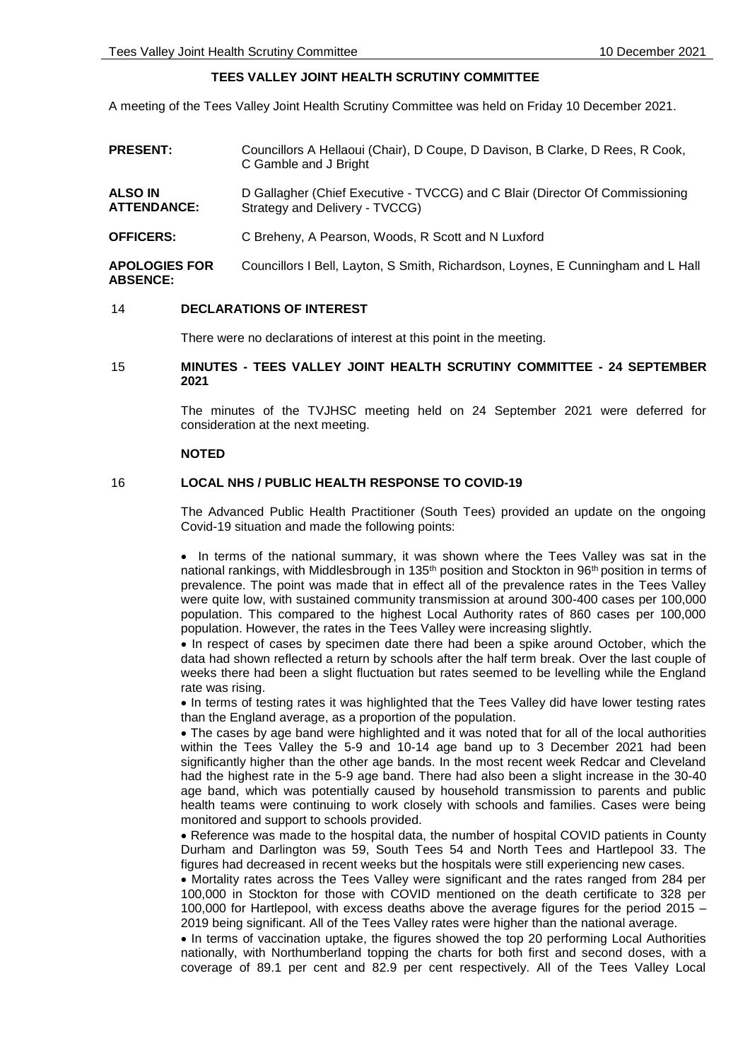## TEES VALLEY JOINT HEALTH SCRUTINY COMMITTEE

A meeting of the Tees Valley Joint Health Scrutiny Committee was held on Friday 10 December 2021.

| | |
|---|---|
| **PRESENT:** | Councillors A Hellaoui (Chair), D Coupe, D Davison, B Clarke, D Rees, R Cook, C Gamble and J Bright |
| **ALSO IN ATTENDANCE:** | D Gallagher (Chief Executive - TVCCG) and C Blair (Director Of Commissioning Strategy and Delivery - TVCCG) |
| **OFFICERS:** | C Breheny, A Pearson, Woods, R Scott and N Luxford |
| **APOLOGIES FOR ABSENCE:** | Councillors I Bell, Layton, S Smith, Richardson, Loynes, E Cunningham and L Hall |

### 14 DECLARATIONS OF INTEREST

There were no declarations of interest at this point in the meeting.

### 15 MINUTES - TEES VALLEY JOINT HEALTH SCRUTINY COMMITTEE - 24 SEPTEMBER 2021

The minutes of the TVJHSC meeting held on 24 September 2021 were deferred for consideration at the next meeting.

**NOTED**

### 16 LOCAL NHS / PUBLIC HEALTH RESPONSE TO COVID-19

The Advanced Public Health Practitioner (South Tees) provided an update on the ongoing Covid-19 situation and made the following points:

- In terms of the national summary, it was shown where the Tees Valley was sat in the national rankings, with Middlesbrough in 135th position and Stockton in 96th position in terms of prevalence. The point was made that in effect all of the prevalence rates in the Tees Valley were quite low, with sustained community transmission at around 300-400 cases per 100,000 population. This compared to the highest Local Authority rates of 860 cases per 100,000 population. However, the rates in the Tees Valley were increasing slightly.
- In respect of cases by specimen date there had been a spike around October, which the data had shown reflected a return by schools after the half term break. Over the last couple of weeks there had been a slight fluctuation but rates seemed to be levelling while the England rate was rising.
- In terms of testing rates it was highlighted that the Tees Valley did have lower testing rates than the England average, as a proportion of the population.
- The cases by age band were highlighted and it was noted that for all of the local authorities within the Tees Valley the 5-9 and 10-14 age band up to 3 December 2021 had been significantly higher than the other age bands. In the most recent week Redcar and Cleveland had the highest rate in the 5-9 age band. There had also been a slight increase in the 30-40 age band, which was potentially caused by household transmission to parents and public health teams were continuing to work closely with schools and families. Cases were being monitored and support to schools provided.
- Reference was made to the hospital data, the number of hospital COVID patients in County Durham and Darlington was 59, South Tees 54 and North Tees and Hartlepool 33. The figures had decreased in recent weeks but the hospitals were still experiencing new cases.
- Mortality rates across the Tees Valley were significant and the rates ranged from 284 per 100,000 in Stockton for those with COVID mentioned on the death certificate to 328 per 100,000 for Hartlepool, with excess deaths above the average figures for the period 2015 – 2019 being significant. All of the Tees Valley rates were higher than the national average.
- In terms of vaccination uptake, the figures showed the top 20 performing Local Authorities nationally, with Northumberland topping the charts for both first and second doses, with a coverage of 89.1 per cent and 82.9 per cent respectively. All of the Tees Valley Local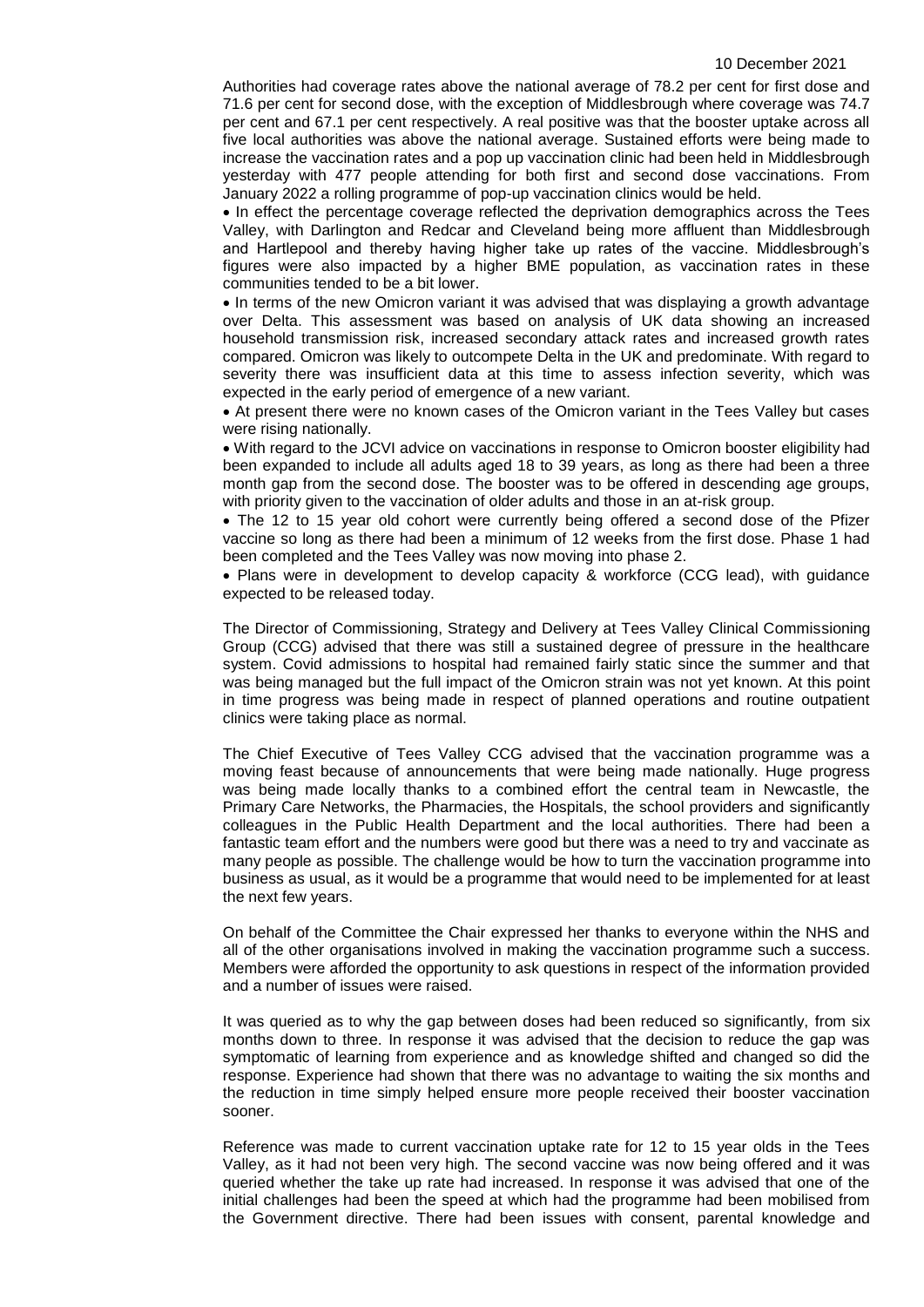Authorities had coverage rates above the national average of 78.2 per cent for first dose and 71.6 per cent for second dose, with the exception of Middlesbrough where coverage was 74.7 per cent and 67.1 per cent respectively. A real positive was that the booster uptake across all five local authorities was above the national average. Sustained efforts were being made to increase the vaccination rates and a pop up vaccination clinic had been held in Middlesbrough yesterday with 477 people attending for both first and second dose vaccinations. From January 2022 a rolling programme of pop-up vaccination clinics would be held.

- In effect the percentage coverage reflected the deprivation demographics across the Tees Valley, with Darlington and Redcar and Cleveland being more affluent than Middlesbrough and Hartlepool and thereby having higher take up rates of the vaccine. Middlesbrough's figures were also impacted by a higher BME population, as vaccination rates in these communities tended to be a bit lower.
- In terms of the new Omicron variant it was advised that was displaying a growth advantage over Delta. This assessment was based on analysis of UK data showing an increased household transmission risk, increased secondary attack rates and increased growth rates compared. Omicron was likely to outcompete Delta in the UK and predominate. With regard to severity there was insufficient data at this time to assess infection severity, which was expected in the early period of emergence of a new variant.
- At present there were no known cases of the Omicron variant in the Tees Valley but cases were rising nationally.
- With regard to the JCVI advice on vaccinations in response to Omicron booster eligibility had been expanded to include all adults aged 18 to 39 years, as long as there had been a three month gap from the second dose. The booster was to be offered in descending age groups, with priority given to the vaccination of older adults and those in an at-risk group.
- The 12 to 15 year old cohort were currently being offered a second dose of the Pfizer vaccine so long as there had been a minimum of 12 weeks from the first dose. Phase 1 had been completed and the Tees Valley was now moving into phase 2.
- Plans were in development to develop capacity & workforce (CCG lead), with guidance expected to be released today.

The Director of Commissioning, Strategy and Delivery at Tees Valley Clinical Commissioning Group (CCG) advised that there was still a sustained degree of pressure in the healthcare system. Covid admissions to hospital had remained fairly static since the summer and that was being managed but the full impact of the Omicron strain was not yet known. At this point in time progress was being made in respect of planned operations and routine outpatient clinics were taking place as normal.

The Chief Executive of Tees Valley CCG advised that the vaccination programme was a moving feast because of announcements that were being made nationally. Huge progress was being made locally thanks to a combined effort the central team in Newcastle, the Primary Care Networks, the Pharmacies, the Hospitals, the school providers and significantly colleagues in the Public Health Department and the local authorities. There had been a fantastic team effort and the numbers were good but there was a need to try and vaccinate as many people as possible. The challenge would be how to turn the vaccination programme into business as usual, as it would be a programme that would need to be implemented for at least the next few years.

On behalf of the Committee the Chair expressed her thanks to everyone within the NHS and all of the other organisations involved in making the vaccination programme such a success. Members were afforded the opportunity to ask questions in respect of the information provided and a number of issues were raised.

It was queried as to why the gap between doses had been reduced so significantly, from six months down to three. In response it was advised that the decision to reduce the gap was symptomatic of learning from experience and as knowledge shifted and changed so did the response. Experience had shown that there was no advantage to waiting the six months and the reduction in time simply helped ensure more people received their booster vaccination sooner.

Reference was made to current vaccination uptake rate for 12 to 15 year olds in the Tees Valley, as it had not been very high. The second vaccine was now being offered and it was queried whether the take up rate had increased. In response it was advised that one of the initial challenges had been the speed at which had the programme had been mobilised from the Government directive. There had been issues with consent, parental knowledge and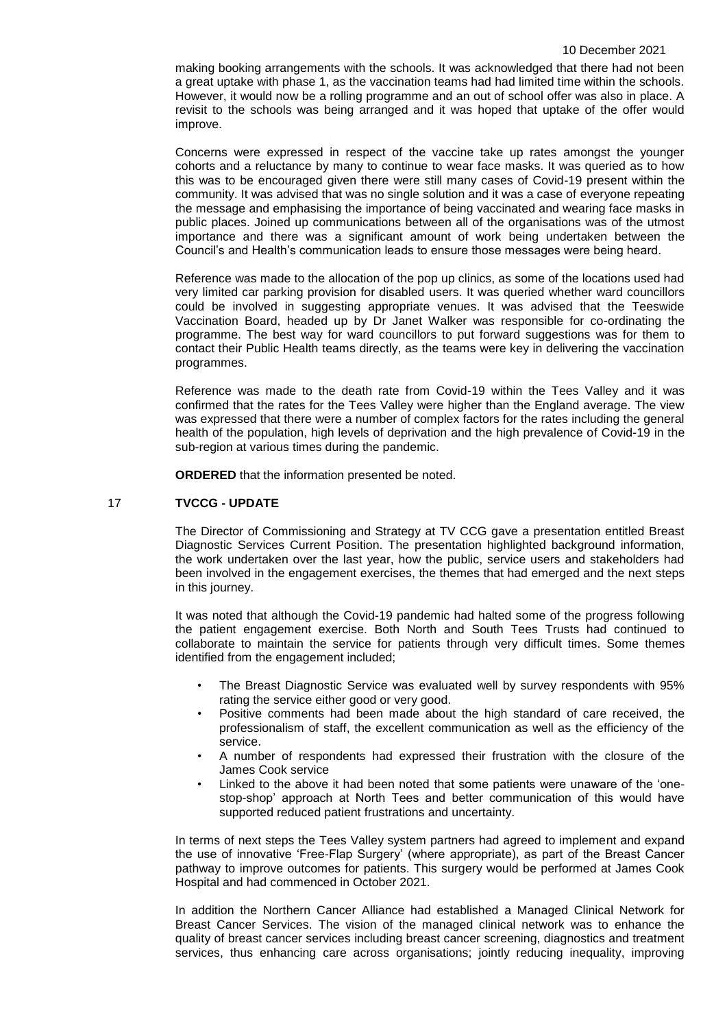making booking arrangements with the schools. It was acknowledged that there had not been a great uptake with phase 1, as the vaccination teams had had limited time within the schools. However, it would now be a rolling programme and an out of school offer was also in place. A revisit to the schools was being arranged and it was hoped that uptake of the offer would improve.

Concerns were expressed in respect of the vaccine take up rates amongst the younger cohorts and a reluctance by many to continue to wear face masks. It was queried as to how this was to be encouraged given there were still many cases of Covid-19 present within the community. It was advised that was no single solution and it was a case of everyone repeating the message and emphasising the importance of being vaccinated and wearing face masks in public places. Joined up communications between all of the organisations was of the utmost importance and there was a significant amount of work being undertaken between the Council's and Health's communication leads to ensure those messages were being heard.

Reference was made to the allocation of the pop up clinics, as some of the locations used had very limited car parking provision for disabled users. It was queried whether ward councillors could be involved in suggesting appropriate venues. It was advised that the Teeswide Vaccination Board, headed up by Dr Janet Walker was responsible for co-ordinating the programme. The best way for ward councillors to put forward suggestions was for them to contact their Public Health teams directly, as the teams were key in delivering the vaccination programmes.

Reference was made to the death rate from Covid-19 within the Tees Valley and it was confirmed that the rates for the Tees Valley were higher than the England average. The view was expressed that there were a number of complex factors for the rates including the general health of the population, high levels of deprivation and the high prevalence of Covid-19 in the sub-region at various times during the pandemic.

**ORDERED** that the information presented be noted.

## 17 TVCCG - UPDATE

The Director of Commissioning and Strategy at TV CCG gave a presentation entitled Breast Diagnostic Services Current Position. The presentation highlighted background information, the work undertaken over the last year, how the public, service users and stakeholders had been involved in the engagement exercises, the themes that had emerged and the next steps in this journey.

It was noted that although the Covid-19 pandemic had halted some of the progress following the patient engagement exercise. Both North and South Tees Trusts had continued to collaborate to maintain the service for patients through very difficult times. Some themes identified from the engagement included;

- The Breast Diagnostic Service was evaluated well by survey respondents with 95% rating the service either good or very good.
- Positive comments had been made about the high standard of care received, the professionalism of staff, the excellent communication as well as the efficiency of the service.
- A number of respondents had expressed their frustration with the closure of the James Cook service
- Linked to the above it had been noted that some patients were unaware of the 'one-stop-shop' approach at North Tees and better communication of this would have supported reduced patient frustrations and uncertainty.

In terms of next steps the Tees Valley system partners had agreed to implement and expand the use of innovative 'Free-Flap Surgery' (where appropriate), as part of the Breast Cancer pathway to improve outcomes for patients. This surgery would be performed at James Cook Hospital and had commenced in October 2021.

In addition the Northern Cancer Alliance had established a Managed Clinical Network for Breast Cancer Services. The vision of the managed clinical network was to enhance the quality of breast cancer services including breast cancer screening, diagnostics and treatment services, thus enhancing care across organisations; jointly reducing inequality, improving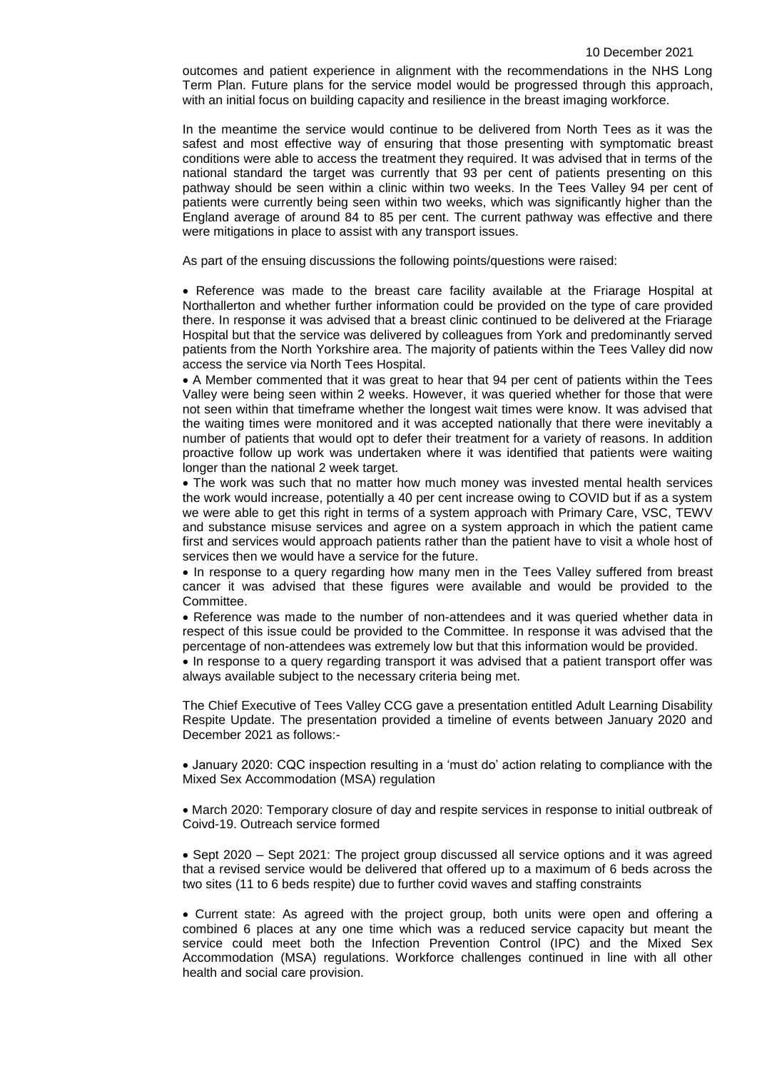outcomes and patient experience in alignment with the recommendations in the NHS Long Term Plan. Future plans for the service model would be progressed through this approach, with an initial focus on building capacity and resilience in the breast imaging workforce.

In the meantime the service would continue to be delivered from North Tees as it was the safest and most effective way of ensuring that those presenting with symptomatic breast conditions were able to access the treatment they required. It was advised that in terms of the national standard the target was currently that 93 per cent of patients presenting on this pathway should be seen within a clinic within two weeks. In the Tees Valley 94 per cent of patients were currently being seen within two weeks, which was significantly higher than the England average of around 84 to 85 per cent. The current pathway was effective and there were mitigations in place to assist with any transport issues.

As part of the ensuing discussions the following points/questions were raised:

- Reference was made to the breast care facility available at the Friarage Hospital at Northallerton and whether further information could be provided on the type of care provided there. In response it was advised that a breast clinic continued to be delivered at the Friarage Hospital but that the service was delivered by colleagues from York and predominantly served patients from the North Yorkshire area. The majority of patients within the Tees Valley did now access the service via North Tees Hospital.
- A Member commented that it was great to hear that 94 per cent of patients within the Tees Valley were being seen within 2 weeks. However, it was queried whether for those that were not seen within that timeframe whether the longest wait times were know. It was advised that the waiting times were monitored and it was accepted nationally that there were inevitably a number of patients that would opt to defer their treatment for a variety of reasons. In addition proactive follow up work was undertaken where it was identified that patients were waiting longer than the national 2 week target.
- The work was such that no matter how much money was invested mental health services the work would increase, potentially a 40 per cent increase owing to COVID but if as a system we were able to get this right in terms of a system approach with Primary Care, VSC, TEWV and substance misuse services and agree on a system approach in which the patient came first and services would approach patients rather than the patient have to visit a whole host of services then we would have a service for the future.
- In response to a query regarding how many men in the Tees Valley suffered from breast cancer it was advised that these figures were available and would be provided to the Committee.
- Reference was made to the number of non-attendees and it was queried whether data in respect of this issue could be provided to the Committee. In response it was advised that the percentage of non-attendees was extremely low but that this information would be provided.
- In response to a query regarding transport it was advised that a patient transport offer was always available subject to the necessary criteria being met.

The Chief Executive of Tees Valley CCG gave a presentation entitled Adult Learning Disability Respite Update. The presentation provided a timeline of events between January 2020 and December 2021 as follows:-

- January 2020: CQC inspection resulting in a 'must do' action relating to compliance with the Mixed Sex Accommodation (MSA) regulation

- March 2020: Temporary closure of day and respite services in response to initial outbreak of Coivd-19. Outreach service formed

- Sept 2020 – Sept 2021: The project group discussed all service options and it was agreed that a revised service would be delivered that offered up to a maximum of 6 beds across the two sites (11 to 6 beds respite) due to further covid waves and staffing constraints

- Current state: As agreed with the project group, both units were open and offering a combined 6 places at any one time which was a reduced service capacity but meant the service could meet both the Infection Prevention Control (IPC) and the Mixed Sex Accommodation (MSA) regulations. Workforce challenges continued in line with all other health and social care provision.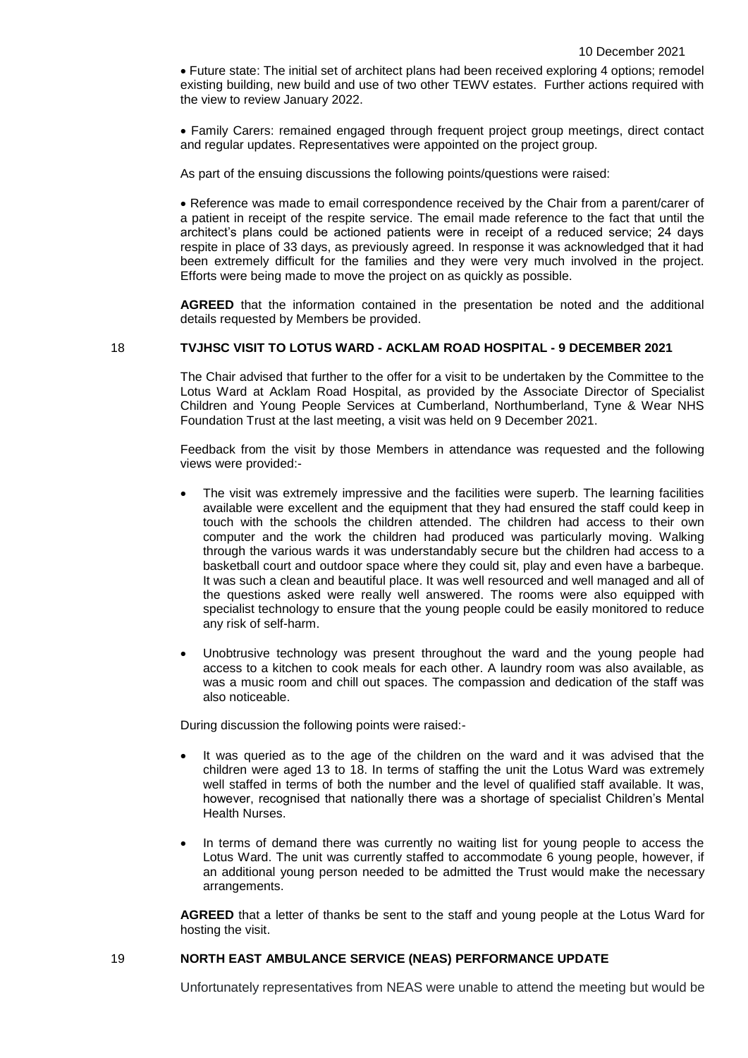- Future state: The initial set of architect plans had been received exploring 4 options; remodel existing building, new build and use of two other TEWV estates. Further actions required with the view to review January 2022.

- Family Carers: remained engaged through frequent project group meetings, direct contact and regular updates. Representatives were appointed on the project group.

As part of the ensuing discussions the following points/questions were raised:

- Reference was made to email correspondence received by the Chair from a parent/carer of a patient in receipt of the respite service. The email made reference to the fact that until the architect's plans could be actioned patients were in receipt of a reduced service; 24 days respite in place of 33 days, as previously agreed. In response it was acknowledged that it had been extremely difficult for the families and they were very much involved in the project. Efforts were being made to move the project on as quickly as possible.

**AGREED** that the information contained in the presentation be noted and the additional details requested by Members be provided.

## 18 TVJHSC VISIT TO LOTUS WARD - ACKLAM ROAD HOSPITAL - 9 DECEMBER 2021

The Chair advised that further to the offer for a visit to be undertaken by the Committee to the Lotus Ward at Acklam Road Hospital, as provided by the Associate Director of Specialist Children and Young People Services at Cumberland, Northumberland, Tyne & Wear NHS Foundation Trust at the last meeting, a visit was held on 9 December 2021.

Feedback from the visit by those Members in attendance was requested and the following views were provided:-

- The visit was extremely impressive and the facilities were superb. The learning facilities available were excellent and the equipment that they had ensured the staff could keep in touch with the schools the children attended. The children had access to their own computer and the work the children had produced was particularly moving. Walking through the various wards it was understandably secure but the children had access to a basketball court and outdoor space where they could sit, play and even have a barbeque. It was such a clean and beautiful place. It was well resourced and well managed and all of the questions asked were really well answered. The rooms were also equipped with specialist technology to ensure that the young people could be easily monitored to reduce any risk of self-harm.

- Unobtrusive technology was present throughout the ward and the young people had access to a kitchen to cook meals for each other. A laundry room was also available, as was a music room and chill out spaces. The compassion and dedication of the staff was also noticeable.

During discussion the following points were raised:-

- It was queried as to the age of the children on the ward and it was advised that the children were aged 13 to 18. In terms of staffing the unit the Lotus Ward was extremely well staffed in terms of both the number and the level of qualified staff available. It was, however, recognised that nationally there was a shortage of specialist Children's Mental Health Nurses.

- In terms of demand there was currently no waiting list for young people to access the Lotus Ward. The unit was currently staffed to accommodate 6 young people, however, if an additional young person needed to be admitted the Trust would make the necessary arrangements.

**AGREED** that a letter of thanks be sent to the staff and young people at the Lotus Ward for hosting the visit.

## 19 NORTH EAST AMBULANCE SERVICE (NEAS) PERFORMANCE UPDATE

Unfortunately representatives from NEAS were unable to attend the meeting but would be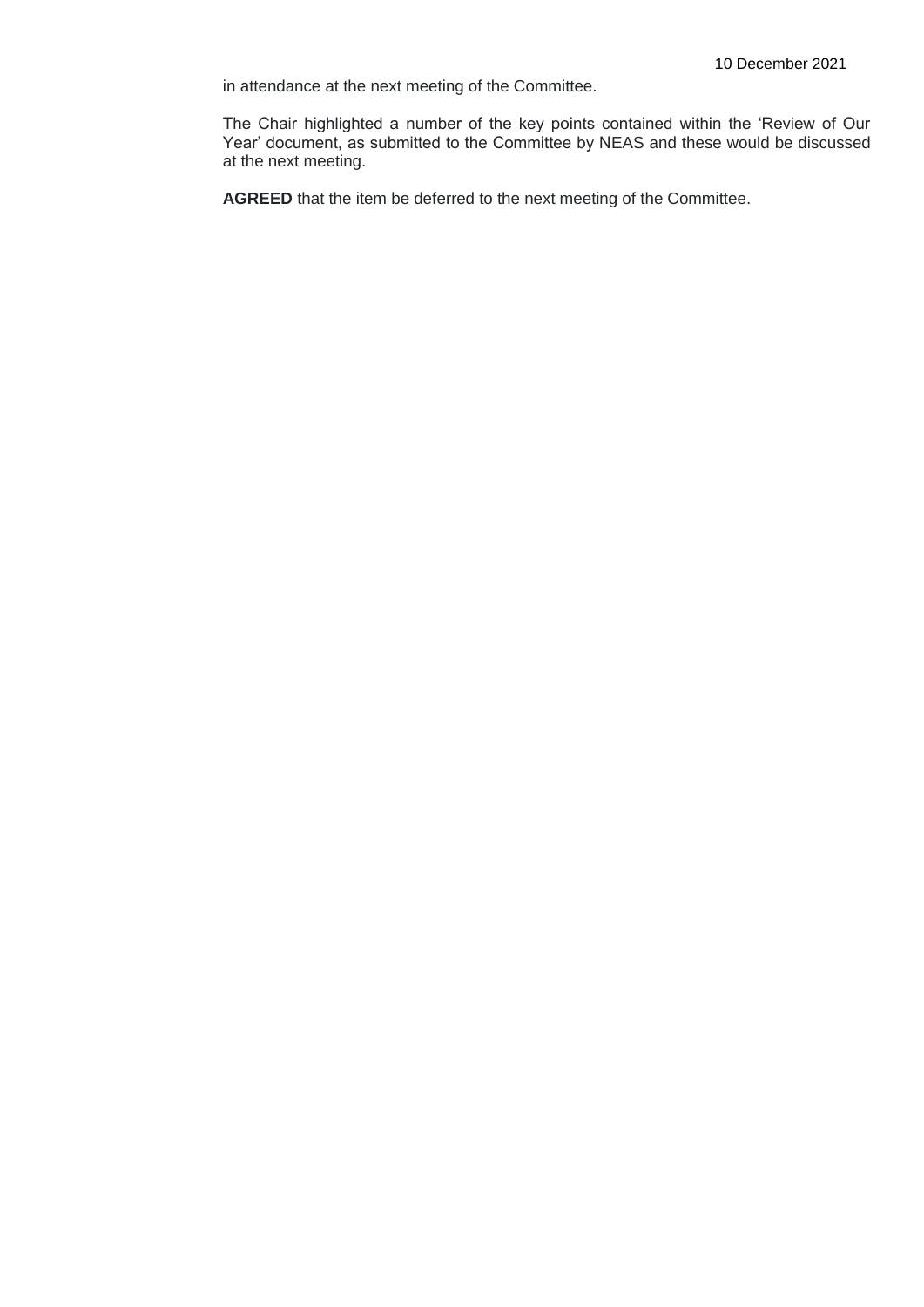in attendance at the next meeting of the Committee.

The Chair highlighted a number of the key points contained within the 'Review of Our Year' document, as submitted to the Committee by NEAS and these would be discussed at the next meeting.

**AGREED** that the item be deferred to the next meeting of the Committee.